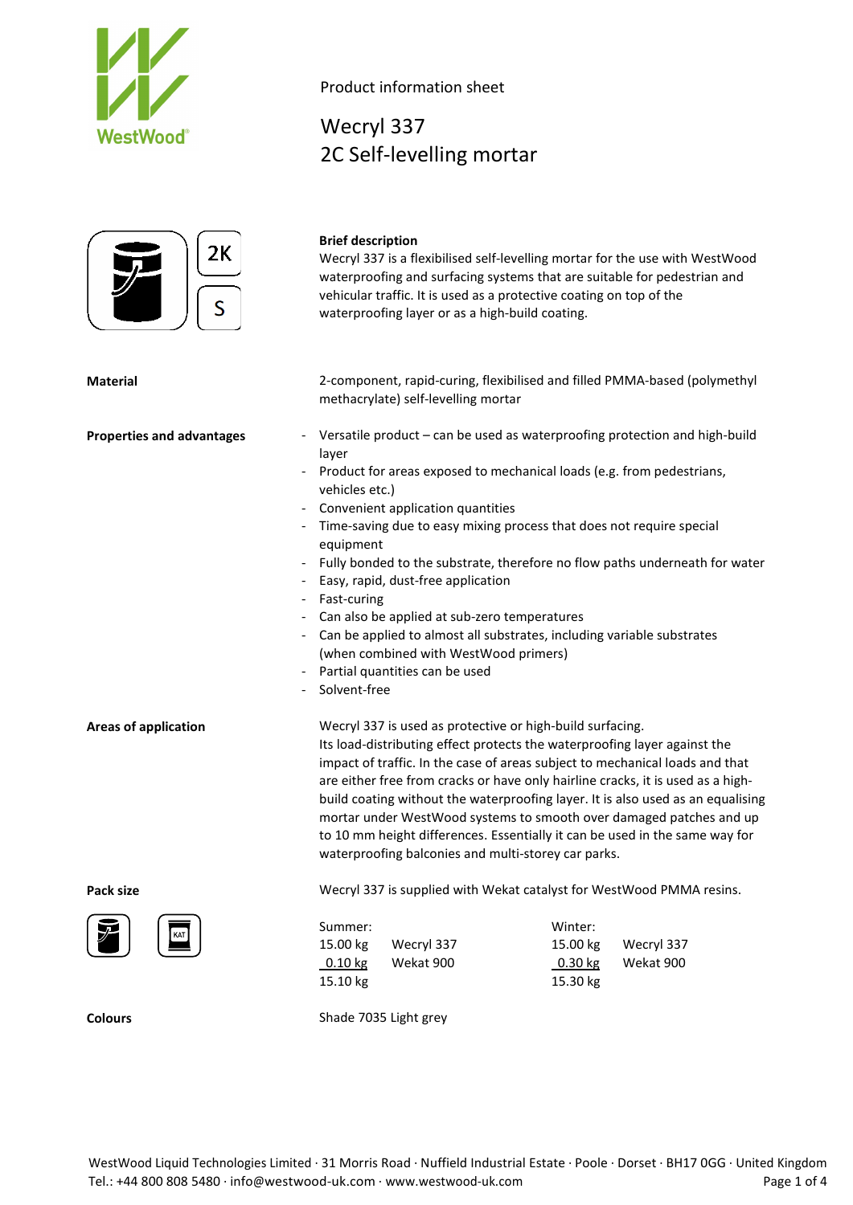WestWood®

Product information sheet

# Wecryl 337
# 2C Self-levelling mortar

2K

S

**Brief description**

Wecryl 337 is a flexibilised self-levelling mortar for the use with WestWood waterproofing and surfacing systems that are suitable for pedestrian and vehicular traffic. It is used as a protective coating on top of the waterproofing layer or as a high-build coating.

**Material**

2-component, rapid-curing, flexibilised and filled PMMA-based (polymethyl methacrylate) self-levelling mortar

**Properties and advantages**

- Versatile product – can be used as waterproofing protection and high-build layer
- Product for areas exposed to mechanical loads (e.g. from pedestrians, vehicles etc.)
- Convenient application quantities
- Time-saving due to easy mixing process that does not require special equipment
- Fully bonded to the substrate, therefore no flow paths underneath for water
- Easy, rapid, dust-free application
- Fast-curing
- Can also be applied at sub-zero temperatures
- Can be applied to almost all substrates, including variable substrates (when combined with WestWood primers)
- Partial quantities can be used
- Solvent-free

**Areas of application**

Wecryl 337 is used as protective or high-build surfacing.
Its load-distributing effect protects the waterproofing layer against the impact of traffic. In the case of areas subject to mechanical loads and that are either free from cracks or have only hairline cracks, it is used as a high-build coating without the waterproofing layer. It is also used as an equalising mortar under WestWood systems to smooth over damaged patches and up to 10 mm height differences. Essentially it can be used in the same way for waterproofing balconies and multi-storey car parks.

**Pack size**

Wecryl 337 is supplied with Wekat catalyst for WestWood PMMA resins.

KAT

| Summer: | | Winter: | |
|---|---|---|---|
| 15.00 kg | Wecryl 337 | 15.00 kg | Wecryl 337 |
| 0.10 kg | Wekat 900 | 0.30 kg | Wekat 900 |
| 15.10 kg | | 15.30 kg | |

**Colours**

Shade 7035 Light grey

WestWood Liquid Technologies Limited · 31 Morris Road · Nuffield Industrial Estate · Poole · Dorset · BH17 0GG · United Kingdom
Tel.: +44 800 808 5480 · info@westwood-uk.com · www.westwood-uk.com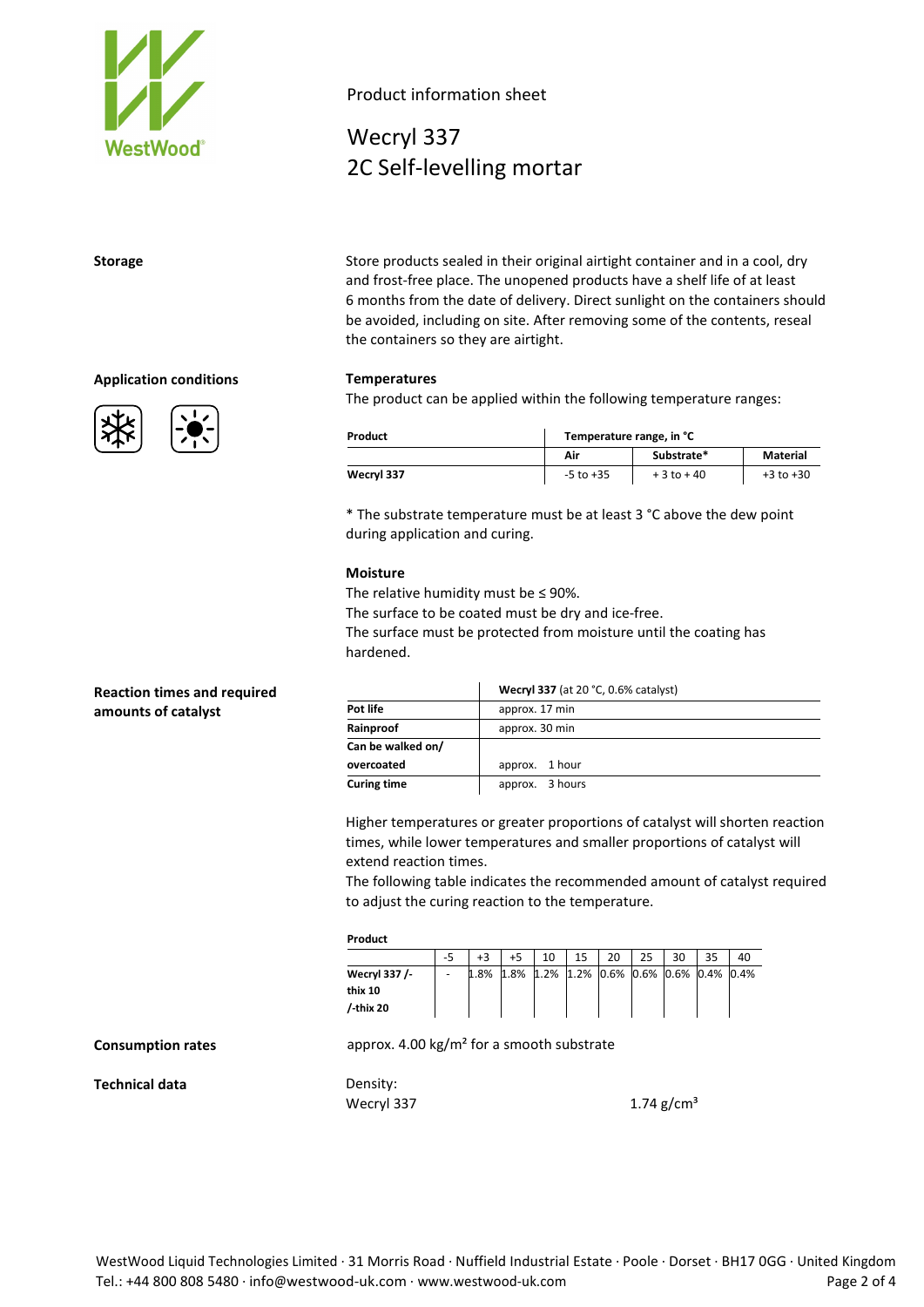Product information sheet

# Wecryl 337
# 2C Self-levelling mortar

## Storage

Store products sealed in their original airtight container and in a cool, dry and frost-free place. The unopened products have a shelf life of at least 6 months from the date of delivery. Direct sunlight on the containers should be avoided, including on site. After removing some of the contents, reseal the containers so they are airtight.

## Application conditions

### Temperatures

The product can be applied within the following temperature ranges:

| Product | Temperature range, in °C | | |
|---|---|---|---|
| | Air | Substrate* | Material |
| Wecryl 337 | -5 to +35 | + 3 to + 40 | +3 to +30 |

\* The substrate temperature must be at least 3 °C above the dew point during application and curing.

### Moisture

The relative humidity must be ≤ 90%.
The surface to be coated must be dry and ice-free.
The surface must be protected from moisture until the coating has hardened.

## Reaction times and required amounts of catalyst

| | **Wecryl 337** (at 20 °C, 0.6% catalyst) |
|---|---|
| **Pot life** | approx. 17 min |
| **Rainproof** | approx. 30 min |
| **Can be walked on/ overcoated** | approx. 1 hour |
| **Curing time** | approx. 3 hours |

Higher temperatures or greater proportions of catalyst will shorten reaction times, while lower temperatures and smaller proportions of catalyst will extend reaction times.
The following table indicates the recommended amount of catalyst required to adjust the curing reaction to the temperature.

| Product | -5 | +3 | +5 | 10 | 15 | 20 | 25 | 30 | 35 | 40 |
|---|---|---|---|---|---|---|---|---|---|---|
| Wecryl 337 /-thix 10 /-thix 20 | - | 1.8% | 1.8% | 1.2% | 1.2% | 0.6% | 0.6% | 0.6% | 0.4% | 0.4% |

## Consumption rates

approx. 4.00 kg/m² for a smooth substrate

## Technical data

Density:

Wecryl 337 — 1.74 g/cm³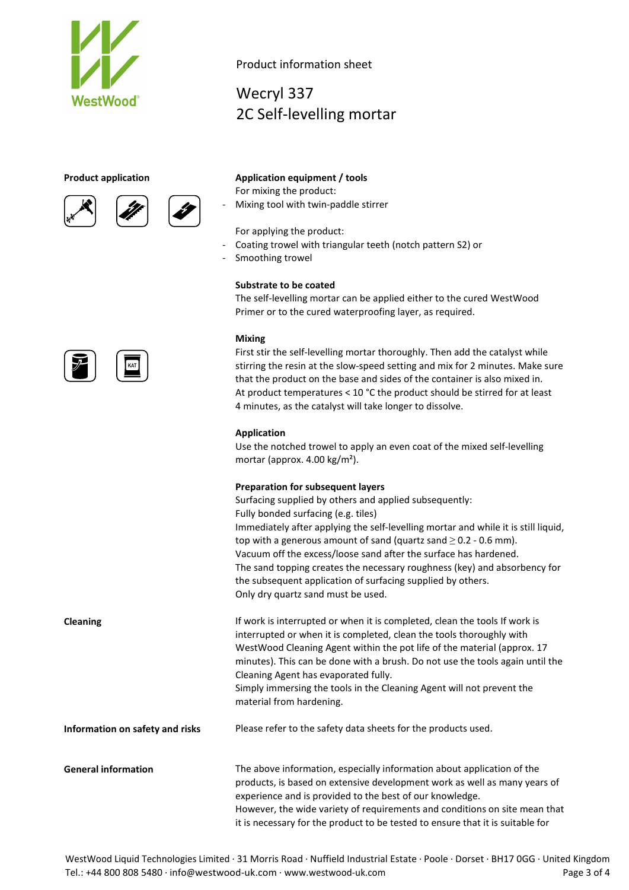Product information sheet

# Wecryl 337
# 2C Self-levelling mortar

**Product application**

**Application equipment / tools**

For mixing the product:

- Mixing tool with twin-paddle stirrer

For applying the product:

- Coating trowel with triangular teeth (notch pattern S2) or
- Smoothing trowel

**Substrate to be coated**

The self-levelling mortar can be applied either to the cured WestWood Primer or to the cured waterproofing layer, as required.

**Mixing**

First stir the self-levelling mortar thoroughly. Then add the catalyst while stirring the resin at the slow-speed setting and mix for 2 minutes. Make sure that the product on the base and sides of the container is also mixed in.
At product temperatures < 10 °C the product should be stirred for at least 4 minutes, as the catalyst will take longer to dissolve.

**Application**

Use the notched trowel to apply an even coat of the mixed self-levelling mortar (approx. 4.00 kg/m²).

**Preparation for subsequent layers**

Surfacing supplied by others and applied subsequently:
Fully bonded surfacing (e.g. tiles)
Immediately after applying the self-levelling mortar and while it is still liquid, top with a generous amount of sand (quartz sand ≥ 0.2 - 0.6 mm).
Vacuum off the excess/loose sand after the surface has hardened.
The sand topping creates the necessary roughness (key) and absorbency for the subsequent application of surfacing supplied by others.
Only dry quartz sand must be used.

**Cleaning**

If work is interrupted or when it is completed, clean the tools If work is interrupted or when it is completed, clean the tools thoroughly with WestWood Cleaning Agent within the pot life of the material (approx. 17 minutes). This can be done with a brush. Do not use the tools again until the Cleaning Agent has evaporated fully.
Simply immersing the tools in the Cleaning Agent will not prevent the material from hardening.

**Information on safety and risks**

Please refer to the safety data sheets for the products used.

**General information**

The above information, especially information about application of the products, is based on extensive development work as well as many years of experience and is provided to the best of our knowledge.
However, the wide variety of requirements and conditions on site mean that it is necessary for the product to be tested to ensure that it is suitable for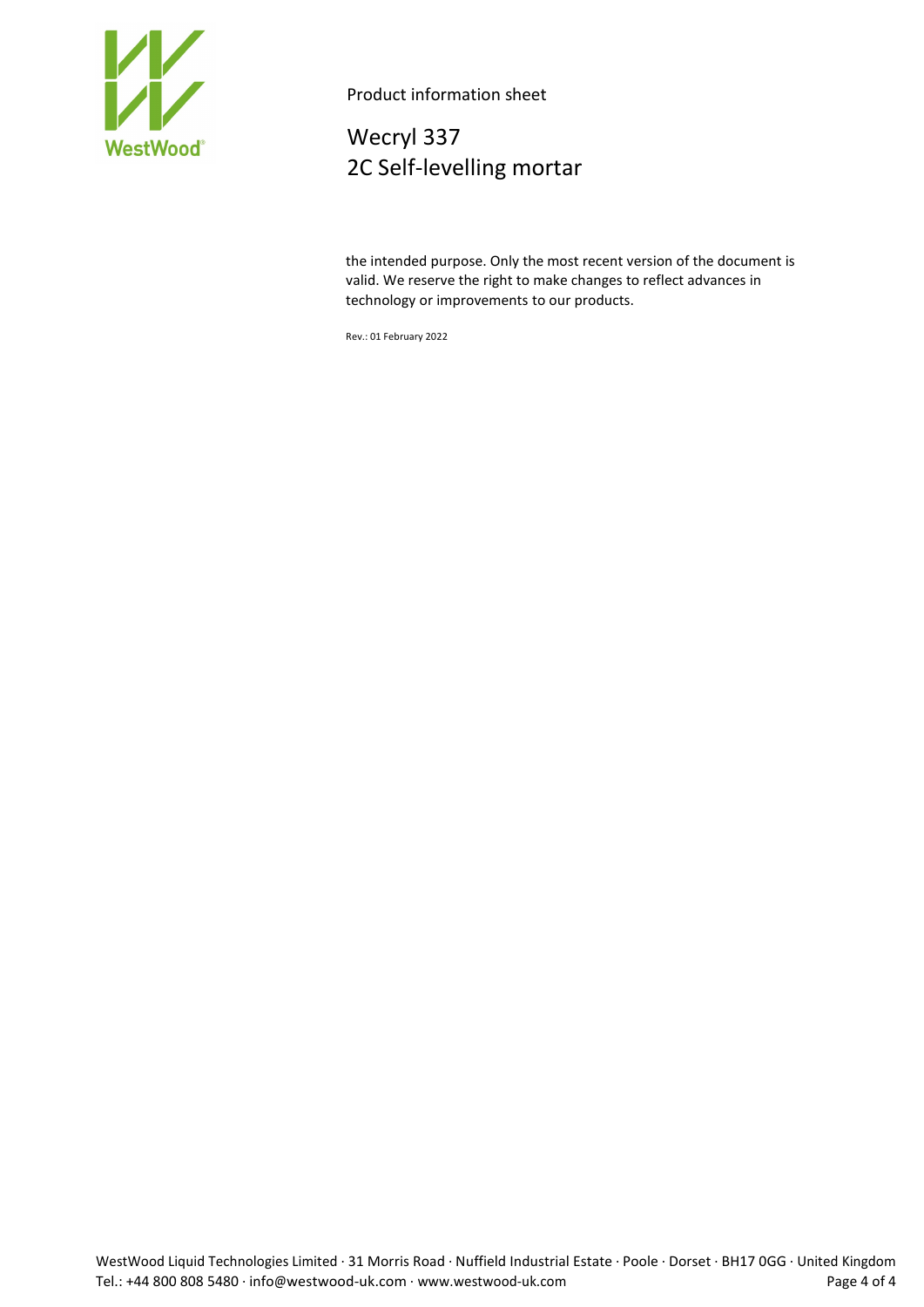the intended purpose. Only the most recent version of the document is valid. We reserve the right to make changes to reflect advances in technology or improvements to our products.

Rev.: 01 February 2022